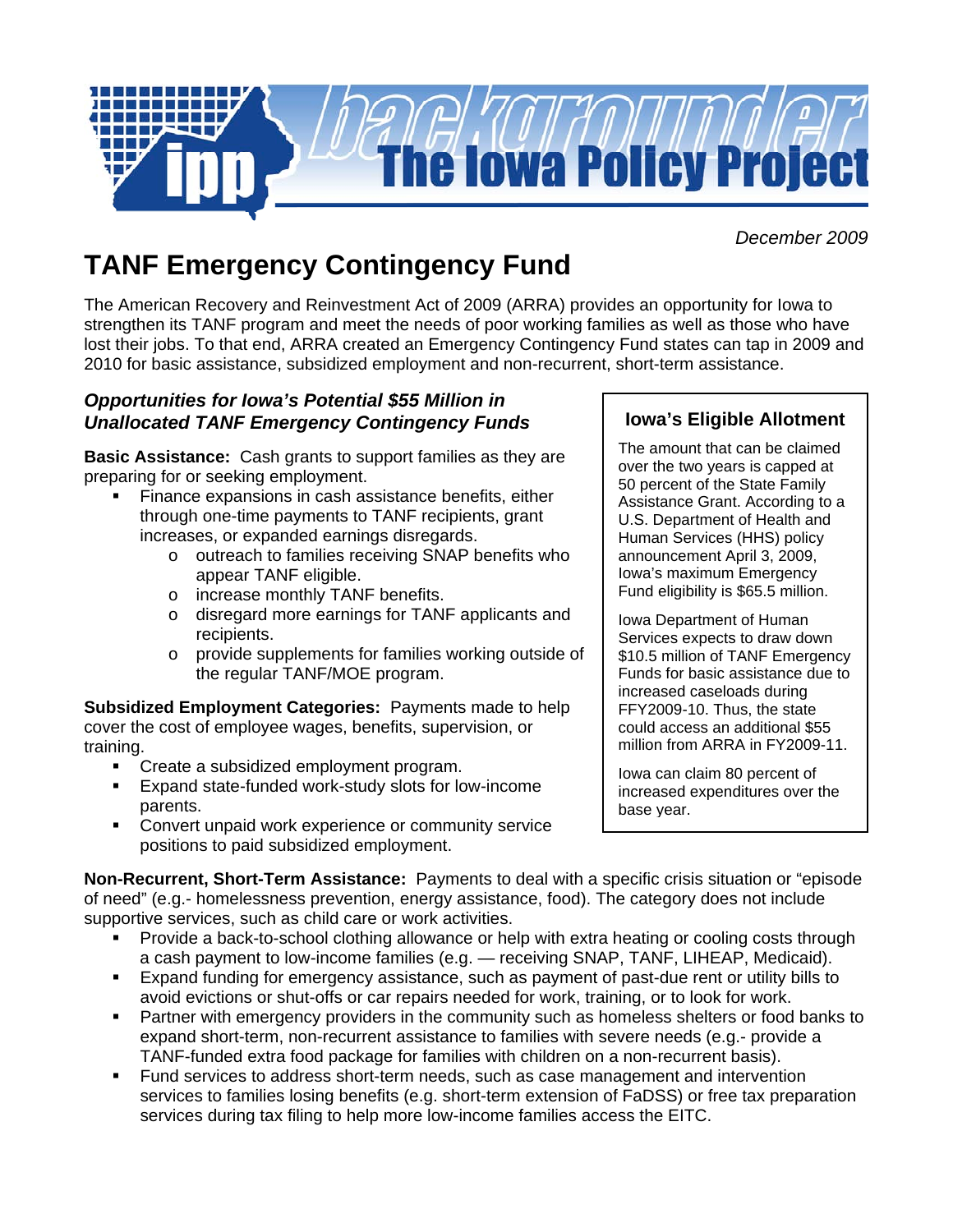backgrounder — The Iowa Policy Project

*December 2009*

# TANF Emergency Contingency Fund

The American Recovery and Reinvestment Act of 2009 (ARRA) provides an opportunity for Iowa to strengthen its TANF program and meet the needs of poor working families as well as those who have lost their jobs. To that end, ARRA created an Emergency Contingency Fund states can tap in 2009 and 2010 for basic assistance, subsidized employment and non-recurrent, short-term assistance.

### *Opportunities for Iowa's Potential $55 Million in Unallocated TANF Emergency Contingency Funds*

**Basic Assistance:** Cash grants to support families as they are preparing for or seeking employment.

- Finance expansions in cash assistance benefits, either through one-time payments to TANF recipients, grant increases, or expanded earnings disregards.
  - outreach to families receiving SNAP benefits who appear TANF eligible.
  - increase monthly TANF benefits.
  - disregard more earnings for TANF applicants and recipients.
  - provide supplements for families working outside of the regular TANF/MOE program.

**Subsidized Employment Categories:** Payments made to help cover the cost of employee wages, benefits, supervision, or training.

- Create a subsidized employment program.
- Expand state-funded work-study slots for low-income parents.
- Convert unpaid work experience or community service positions to paid subsidized employment.

### Iowa's Eligible Allotment

The amount that can be claimed over the two years is capped at 50 percent of the State Family Assistance Grant. According to a U.S. Department of Health and Human Services (HHS) policy announcement April 3, 2009, Iowa's maximum Emergency Fund eligibility is $65.5 million.

Iowa Department of Human Services expects to draw down $10.5 million of TANF Emergency Funds for basic assistance due to increased caseloads during FFY2009-10. Thus, the state could access an additional $55 million from ARRA in FY2009-11.

Iowa can claim 80 percent of increased expenditures over the base year.

**Non-Recurrent, Short-Term Assistance:** Payments to deal with a specific crisis situation or "episode of need" (e.g.- homelessness prevention, energy assistance, food). The category does not include supportive services, such as child care or work activities.

- Provide a back-to-school clothing allowance or help with extra heating or cooling costs through a cash payment to low-income families (e.g. — receiving SNAP, TANF, LIHEAP, Medicaid).
- Expand funding for emergency assistance, such as payment of past-due rent or utility bills to avoid evictions or shut-offs or car repairs needed for work, training, or to look for work.
- Partner with emergency providers in the community such as homeless shelters or food banks to expand short-term, non-recurrent assistance to families with severe needs (e.g.- provide a TANF-funded extra food package for families with children on a non-recurrent basis).
- Fund services to address short-term needs, such as case management and intervention services to families losing benefits (e.g. short-term extension of FaDSS) or free tax preparation services during tax filing to help more low-income families access the EITC.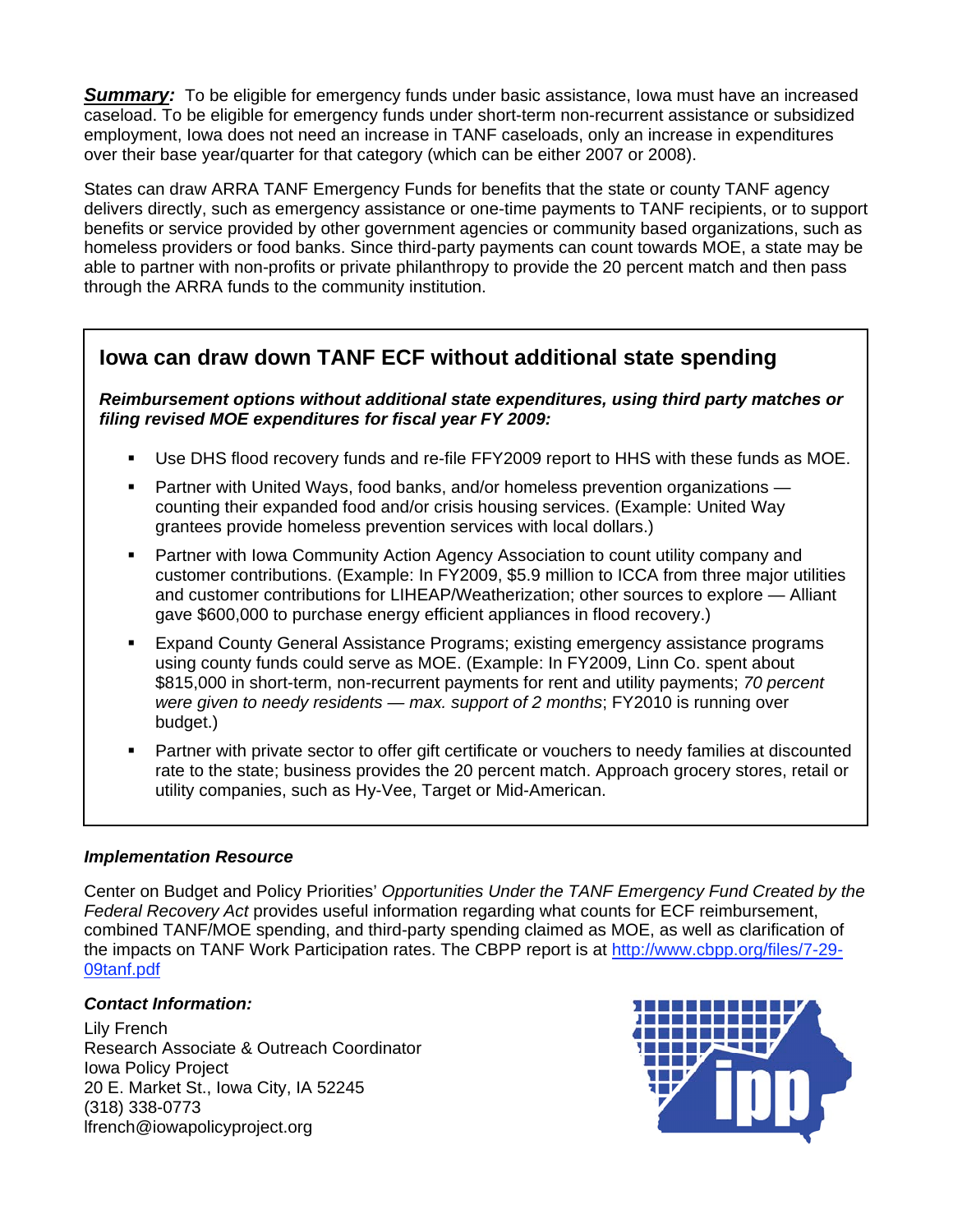***Summary:*** To be eligible for emergency funds under basic assistance, Iowa must have an increased caseload. To be eligible for emergency funds under short-term non-recurrent assistance or subsidized employment, Iowa does not need an increase in TANF caseloads, only an increase in expenditures over their base year/quarter for that category (which can be either 2007 or 2008).

States can draw ARRA TANF Emergency Funds for benefits that the state or county TANF agency delivers directly, such as emergency assistance or one-time payments to TANF recipients, or to support benefits or service provided by other government agencies or community based organizations, such as homeless providers or food banks. Since third-party payments can count towards MOE, a state may be able to partner with non-profits or private philanthropy to provide the 20 percent match and then pass through the ARRA funds to the community institution.

## Iowa can draw down TANF ECF without additional state spending

***Reimbursement options without additional state expenditures, using third party matches or filing revised MOE expenditures for fiscal year FY 2009:***

- Use DHS flood recovery funds and re-file FFY2009 report to HHS with these funds as MOE.
- Partner with United Ways, food banks, and/or homeless prevention organizations — counting their expanded food and/or crisis housing services. (Example: United Way grantees provide homeless prevention services with local dollars.)
- Partner with Iowa Community Action Agency Association to count utility company and customer contributions. (Example: In FY2009, $5.9 million to ICCA from three major utilities and customer contributions for LIHEAP/Weatherization; other sources to explore — Alliant gave $600,000 to purchase energy efficient appliances in flood recovery.)
- Expand County General Assistance Programs; existing emergency assistance programs using county funds could serve as MOE. (Example: In FY2009, Linn Co. spent about $815,000 in short-term, non-recurrent payments for rent and utility payments; *70 percent were given to needy residents — max. support of 2 months*; FY2010 is running over budget.)
- Partner with private sector to offer gift certificate or vouchers to needy families at discounted rate to the state; business provides the 20 percent match. Approach grocery stores, retail or utility companies, such as Hy-Vee, Target or Mid-American.

***Implementation Resource***

Center on Budget and Policy Priorities' *Opportunities Under the TANF Emergency Fund Created by the Federal Recovery Act* provides useful information regarding what counts for ECF reimbursement, combined TANF/MOE spending, and third-party spending claimed as MOE, as well as clarification of the impacts on TANF Work Participation rates. The CBPP report is at http://www.cbpp.org/files/7-29-09tanf.pdf

***Contact Information:***

Lily French
Research Associate & Outreach Coordinator
Iowa Policy Project
20 E. Market St., Iowa City, IA 52245
(318) 338-0773
lfrench@iowapolicyproject.org